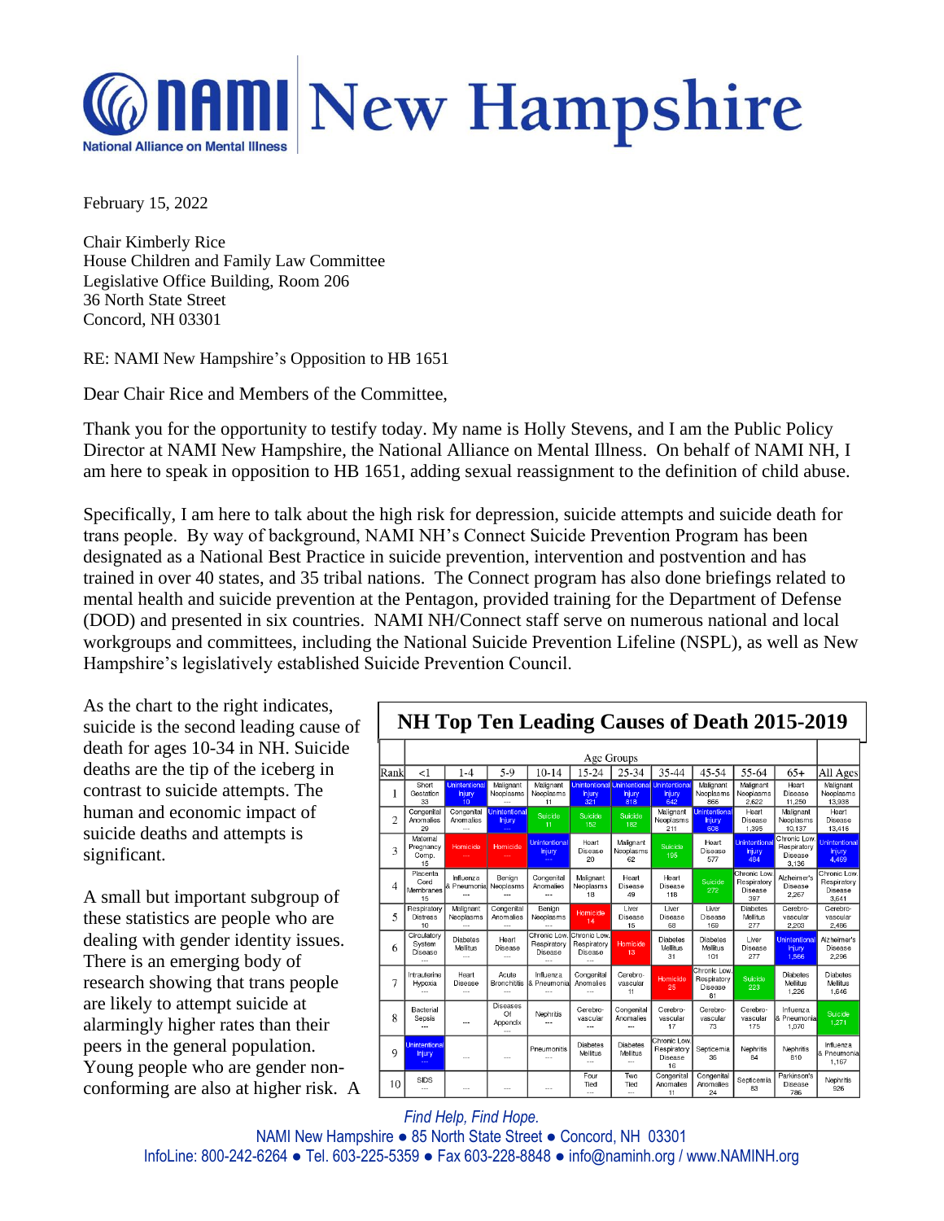# NAMI New Hampshire

National Alliance on Mental Illness

February 15, 2022

Chair Kimberly Rice
House Children and Family Law Committee
Legislative Office Building, Room 206
36 North State Street
Concord, NH 03301

RE: NAMI New Hampshire's Opposition to HB 1651

Dear Chair Rice and Members of the Committee,

Thank you for the opportunity to testify today. My name is Holly Stevens, and I am the Public Policy Director at NAMI New Hampshire, the National Alliance on Mental Illness. On behalf of NAMI NH, I am here to speak in opposition to HB 1651, adding sexual reassignment to the definition of child abuse.

Specifically, I am here to talk about the high risk for depression, suicide attempts and suicide death for trans people. By way of background, NAMI NH's Connect Suicide Prevention Program has been designated as a National Best Practice in suicide prevention, intervention and postvention and has trained in over 40 states, and 35 tribal nations. The Connect program has also done briefings related to mental health and suicide prevention at the Pentagon, provided training for the Department of Defense (DOD) and presented in six countries. NAMI NH/Connect staff serve on numerous national and local workgroups and committees, including the National Suicide Prevention Lifeline (NSPL), as well as New Hampshire's legislatively established Suicide Prevention Council.

As the chart to the right indicates, suicide is the second leading cause of death for ages 10-34 in NH. Suicide deaths are the tip of the iceberg in contrast to suicide attempts. The human and economic impact of suicide deaths and attempts is significant.

A small but important subgroup of these statistics are people who are dealing with gender identity issues. There is an emerging body of research showing that trans people are likely to attempt suicide at alarmingly higher rates than their peers in the general population. Young people who are gender non-conforming are also at higher risk. A

**NH Top Ten Leading Causes of Death 2015-2019**

| Rank | <1 | 1-4 | 5-9 | 10-14 | 15-24 | 25-34 | 35-44 | 45-54 | 55-64 | 65+ | All Ages |
|---|---|---|---|---|---|---|---|---|---|---|---|
| 1 | Short Gestation 33 | Unintentional Injury 10 | Malignant Neoplasms --- | Malignant Neoplasms 11 | Unintentional Injury 321 | Unintentional Injury 818 | Unintentional Injury 642 | Malignant Neoplasms 866 | Malignant Neoplasms 2,622 | Heart Disease 11,250 | Malignant Neoplasms 13,938 |
| 2 | Congenital Anomalies 29 | Congenital Anomalies --- | Unintentional Injury --- | Suicide 11 | Suicide 152 | Suicide 182 | Malignant Neoplasms 211 | Unintentional Injury 606 | Heart Disease 1,395 | Malignant Neoplasms 10,137 | Heart Disease 13,416 |
| 3 | Maternal Pregnancy Comp. 15 | Homicide --- | Homicide --- | Unintentional Injury --- | Heart Disease 20 | Malignant Neoplasms 62 | Suicide 195 | Heart Disease 577 | Unintentional Injury 484 | Chronic Low. Respiratory Disease 3,136 | Unintentional Injury 4,469 |
| 4 | Placenta Cord Membranes 15 | Influenza & Pneumonia --- | Benign Neoplasms --- | Congenital Anomalies --- | Malignant Neoplasms 18 | Heart Disease 49 | Heart Disease 118 | Suicide 272 | Chronic Low. Respiratory Disease 397 | Alzheimer's Disease 2,267 | Chronic Low. Respiratory Disease 3,641 |
| 5 | Respiratory Distress 10 | Malignant Neoplasms --- | Congenital Anomalies --- | Benign Neoplasms --- | Homicide 14 | Liver Disease 15 | Liver Disease 68 | Liver Disease 169 | Diabetes Mellitus 277 | Cerebro-vascular 2,203 | Cerebro-vascular 2,486 |
| 6 | Circulatory System Disease --- | Diabetes Mellitus --- | Heart Disease --- | Chronic Low. Respiratory Disease --- | Chronic Low. Respiratory Disease --- | Homicide 13 | Diabetes Mellitus 31 | Diabetes Mellitus 101 | Liver Disease 277 | Unintentional Injury 1,566 | Alzheimer's Disease 2,296 |
| 7 | Intrauterine Hypoxia --- | Heart Disease --- | Acute Bronchitis --- | Influenza & Pneumonia --- | Congenital Anomalies --- | Cerebro-vascular 11 | Homicide 25 | Chronic Low. Respiratory Disease 81 | Suicide 223 | Diabetes Mellitus 1,226 | Diabetes Mellitus 1,646 |
| 8 | Bacterial Sepsis --- | --- | Diseases Of Appendix --- | Nephritis --- | Cerebro-vascular --- | Congenital Anomalies --- | Cerebro-vascular 17 | Cerebro-vascular 73 | Cerebro-vascular 175 | Influenza & Pneumonia 1,070 | Suicide 1,271 |
| 9 | Unintentional Injury --- | --- | --- | Pneumonitis --- | Diabetes Mellitus --- | Diabetes Mellitus --- | Chronic Low. Respiratory Disease 16 | Septicemia 36 | Nephritis 84 | Nephritis 810 | Influenza & Pneumonia 1,167 |
| 10 | SIDS --- | --- | --- | --- | Four Tied --- | Two Tied --- | Congenital Anomalies 11 | Congenital Anomalies 24 | Septicemia 83 | Parkinson's Disease 786 | Nephritis 926 |

*Find Help, Find Hope.*

NAMI New Hampshire ● 85 North State Street ● Concord, NH 03301
InfoLine: 800-242-6264 ● Tel. 603-225-5359 ● Fax 603-228-8848 ● info@naminh.org / www.NAMINH.org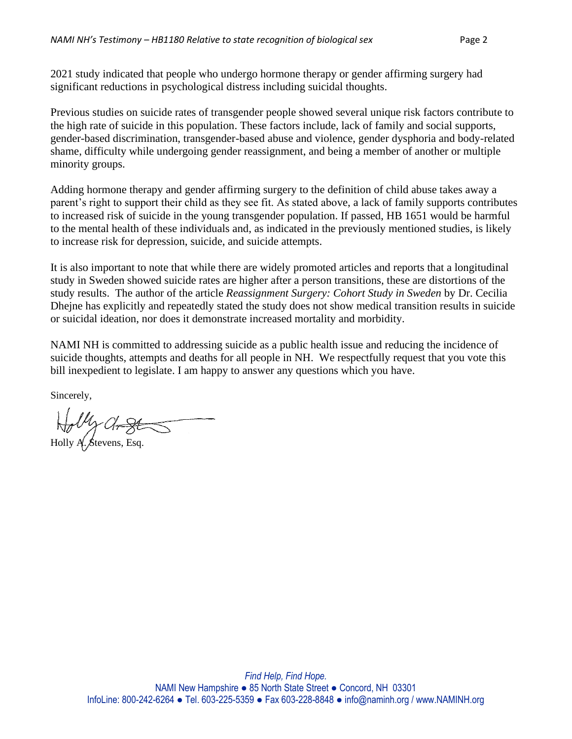2021 study indicated that people who undergo hormone therapy or gender affirming surgery had significant reductions in psychological distress including suicidal thoughts.

Previous studies on suicide rates of transgender people showed several unique risk factors contribute to the high rate of suicide in this population. These factors include, lack of family and social supports, gender-based discrimination, transgender-based abuse and violence, gender dysphoria and body-related shame, difficulty while undergoing gender reassignment, and being a member of another or multiple minority groups.

Adding hormone therapy and gender affirming surgery to the definition of child abuse takes away a parent's right to support their child as they see fit. As stated above, a lack of family supports contributes to increased risk of suicide in the young transgender population. If passed, HB 1651 would be harmful to the mental health of these individuals and, as indicated in the previously mentioned studies, is likely to increase risk for depression, suicide, and suicide attempts.

It is also important to note that while there are widely promoted articles and reports that a longitudinal study in Sweden showed suicide rates are higher after a person transitions, these are distortions of the study results. The author of the article *Reassignment Surgery: Cohort Study in Sweden* by Dr. Cecilia Dhejne has explicitly and repeatedly stated the study does not show medical transition results in suicide or suicidal ideation, nor does it demonstrate increased mortality and morbidity.

NAMI NH is committed to addressing suicide as a public health issue and reducing the incidence of suicide thoughts, attempts and deaths for all people in NH. We respectfully request that you vote this bill inexpedient to legislate. I am happy to answer any questions which you have.

Sincerely,

Holly A. Stevens, Esq.

*Find Help, Find Hope.*
NAMI New Hampshire ● 85 North State Street ● Concord, NH 03301
InfoLine: 800-242-6264 ● Tel. 603-225-5359 ● Fax 603-228-8848 ● info@naminh.org / www.NAMINH.org